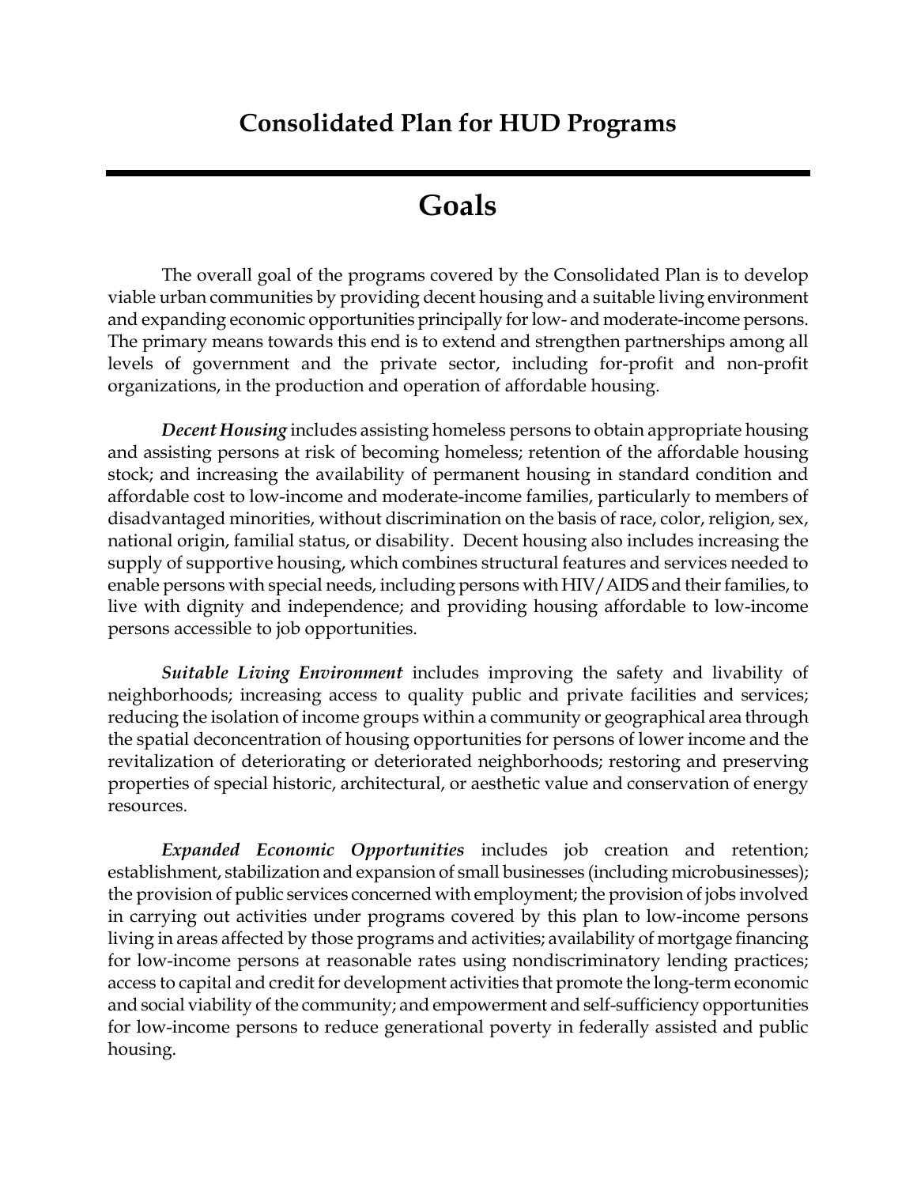# Consolidated Plan for HUD Programs

## Goals

The overall goal of the programs covered by the Consolidated Plan is to develop viable urban communities by providing decent housing and a suitable living environment and expanding economic opportunities principally for low- and moderate-income persons. The primary means towards this end is to extend and strengthen partnerships among all levels of government and the private sector, including for-profit and non-profit organizations, in the production and operation of affordable housing.

***Decent Housing*** includes assisting homeless persons to obtain appropriate housing and assisting persons at risk of becoming homeless; retention of the affordable housing stock; and increasing the availability of permanent housing in standard condition and affordable cost to low-income and moderate-income families, particularly to members of disadvantaged minorities, without discrimination on the basis of race, color, religion, sex, national origin, familial status, or disability. Decent housing also includes increasing the supply of supportive housing, which combines structural features and services needed to enable persons with special needs, including persons with HIV/AIDS and their families, to live with dignity and independence; and providing housing affordable to low-income persons accessible to job opportunities.

***Suitable Living Environment*** includes improving the safety and livability of neighborhoods; increasing access to quality public and private facilities and services; reducing the isolation of income groups within a community or geographical area through the spatial deconcentration of housing opportunities for persons of lower income and the revitalization of deteriorating or deteriorated neighborhoods; restoring and preserving properties of special historic, architectural, or aesthetic value and conservation of energy resources.

***Expanded Economic Opportunities*** includes job creation and retention; establishment, stabilization and expansion of small businesses (including microbusinesses); the provision of public services concerned with employment; the provision of jobs involved in carrying out activities under programs covered by this plan to low-income persons living in areas affected by those programs and activities; availability of mortgage financing for low-income persons at reasonable rates using nondiscriminatory lending practices; access to capital and credit for development activities that promote the long-term economic and social viability of the community; and empowerment and self-sufficiency opportunities for low-income persons to reduce generational poverty in federally assisted and public housing.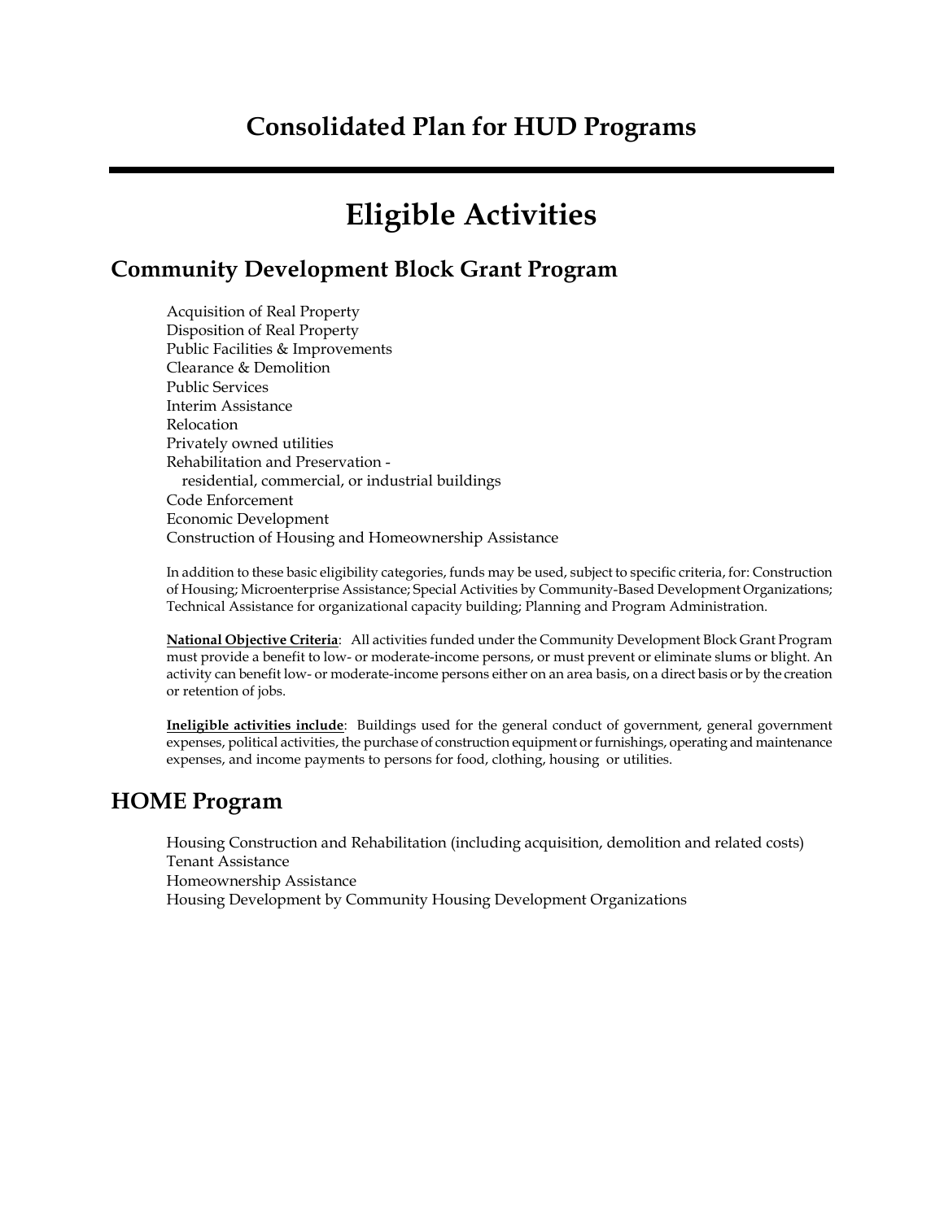# Consolidated Plan for HUD Programs

# Eligible Activities

## Community Development Block Grant Program

Acquisition of Real Property
Disposition of Real Property
Public Facilities & Improvements
Clearance & Demolition
Public Services
Interim Assistance
Relocation
Privately owned utilities
Rehabilitation and Preservation -
  residential, commercial, or industrial buildings
Code Enforcement
Economic Development
Construction of Housing and Homeownership Assistance

In addition to these basic eligibility categories, funds may be used, subject to specific criteria, for: Construction of Housing; Microenterprise Assistance; Special Activities by Community-Based Development Organizations; Technical Assistance for organizational capacity building; Planning and Program Administration.

**National Objective Criteria**: All activities funded under the Community Development Block Grant Program must provide a benefit to low- or moderate-income persons, or must prevent or eliminate slums or blight. An activity can benefit low- or moderate-income persons either on an area basis, on a direct basis or by the creation or retention of jobs.

**Ineligible activities include**: Buildings used for the general conduct of government, general government expenses, political activities, the purchase of construction equipment or furnishings, operating and maintenance expenses, and income payments to persons for food, clothing, housing or utilities.

## HOME Program

Housing Construction and Rehabilitation (including acquisition, demolition and related costs)
Tenant Assistance
Homeownership Assistance
Housing Development by Community Housing Development Organizations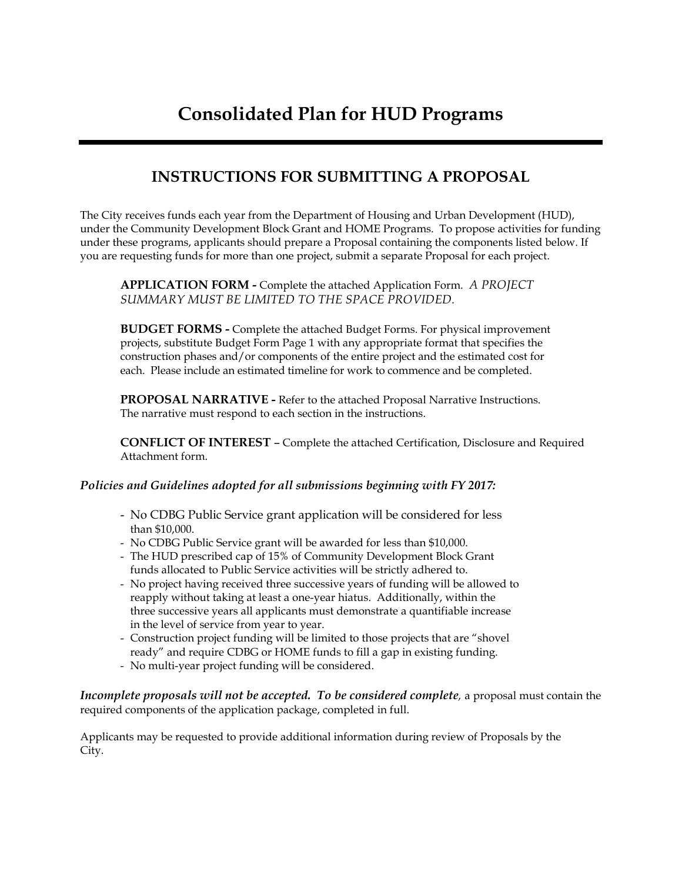# Consolidated Plan for HUD Programs

## INSTRUCTIONS FOR SUBMITTING A PROPOSAL

The City receives funds each year from the Department of Housing and Urban Development (HUD), under the Community Development Block Grant and HOME Programs. To propose activities for funding under these programs, applicants should prepare a Proposal containing the components listed below. If you are requesting funds for more than one project, submit a separate Proposal for each project.

**APPLICATION FORM -** Complete the attached Application Form. *A PROJECT SUMMARY MUST BE LIMITED TO THE SPACE PROVIDED.*

**BUDGET FORMS -** Complete the attached Budget Forms. For physical improvement projects, substitute Budget Form Page 1 with any appropriate format that specifies the construction phases and/or components of the entire project and the estimated cost for each. Please include an estimated timeline for work to commence and be completed.

**PROPOSAL NARRATIVE -** Refer to the attached Proposal Narrative Instructions. The narrative must respond to each section in the instructions.

**CONFLICT OF INTEREST** – Complete the attached Certification, Disclosure and Required Attachment form.

***Policies and Guidelines adopted for all submissions beginning with FY 2017:***

- No CDBG Public Service grant application will be considered for less than $10,000.
- No CDBG Public Service grant will be awarded for less than $10,000.
- The HUD prescribed cap of 15% of Community Development Block Grant funds allocated to Public Service activities will be strictly adhered to.
- No project having received three successive years of funding will be allowed to reapply without taking at least a one-year hiatus. Additionally, within the three successive years all applicants must demonstrate a quantifiable increase in the level of service from year to year.
- Construction project funding will be limited to those projects that are "shovel ready" and require CDBG or HOME funds to fill a gap in existing funding.
- No multi-year project funding will be considered.

***Incomplete proposals will not be accepted. To be considered complete****,* a proposal must contain the required components of the application package, completed in full.

Applicants may be requested to provide additional information during review of Proposals by the City.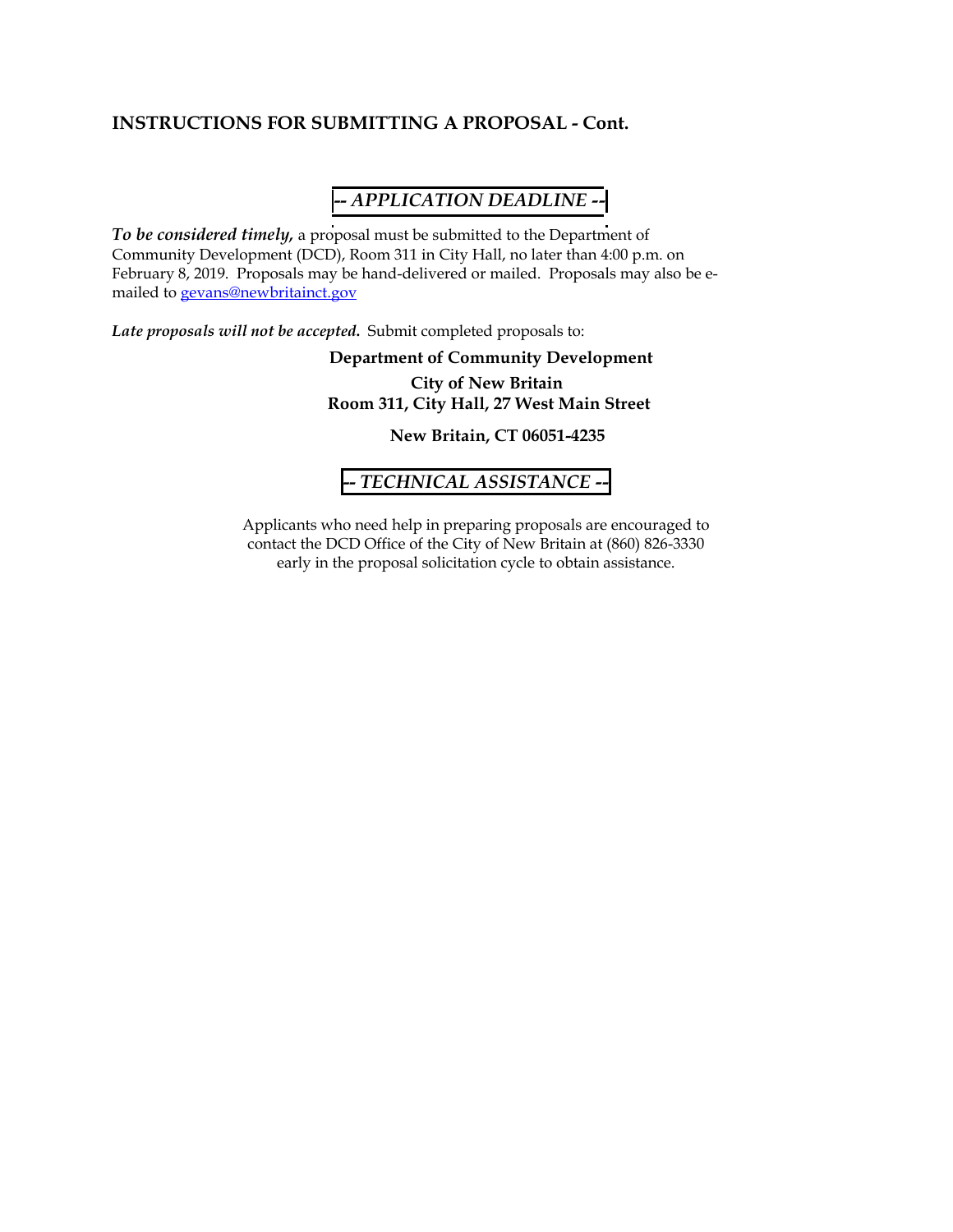## INSTRUCTIONS FOR SUBMITTING A PROPOSAL - Cont.

### *-- APPLICATION DEADLINE --*

***To be considered timely,*** a proposal must be submitted to the Department of Community Development (DCD), Room 311 in City Hall, no later than 4:00 p.m. on February 8, 2019. Proposals may be hand-delivered or mailed. Proposals may also be e-mailed to gevans@newbritainct.gov

***Late proposals will not be accepted.*** Submit completed proposals to:

**Department of Community Development**

**City of New Britain**
**Room 311, City Hall, 27 West Main Street**

**New Britain, CT 06051-4235**

### *-- TECHNICAL ASSISTANCE --*

Applicants who need help in preparing proposals are encouraged to contact the DCD Office of the City of New Britain at (860) 826-3330 early in the proposal solicitation cycle to obtain assistance.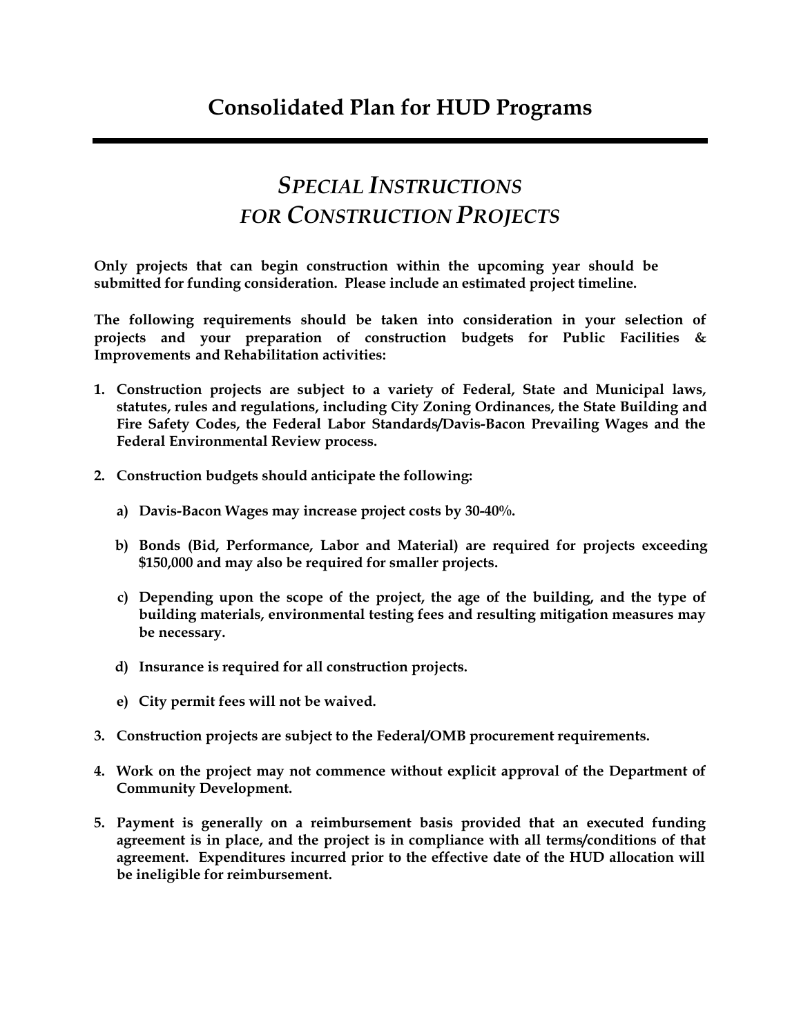# Consolidated Plan for HUD Programs

## *SPECIAL INSTRUCTIONS FOR CONSTRUCTION PROJECTS*

**Only projects that can begin construction within the upcoming year should be submitted for funding consideration. Please include an estimated project timeline.**

**The following requirements should be taken into consideration in your selection of projects and your preparation of construction budgets for Public Facilities & Improvements and Rehabilitation activities:**

1. **Construction projects are subject to a variety of Federal, State and Municipal laws, statutes, rules and regulations, including City Zoning Ordinances, the State Building and Fire Safety Codes, the Federal Labor Standards/Davis-Bacon Prevailing Wages and the Federal Environmental Review process.**

2. **Construction budgets should anticipate the following:**

   a) **Davis-Bacon Wages may increase project costs by 30-40%.**

   b) **Bonds (Bid, Performance, Labor and Material) are required for projects exceeding $150,000 and may also be required for smaller projects.**

   c) **Depending upon the scope of the project, the age of the building, and the type of building materials, environmental testing fees and resulting mitigation measures may be necessary.**

   d) **Insurance is required for all construction projects.**

   e) **City permit fees will not be waived.**

3. **Construction projects are subject to the Federal/OMB procurement requirements.**

4. **Work on the project may not commence without explicit approval of the Department of Community Development.**

5. **Payment is generally on a reimbursement basis provided that an executed funding agreement is in place, and the project is in compliance with all terms/conditions of that agreement. Expenditures incurred prior to the effective date of the HUD allocation will be ineligible for reimbursement.**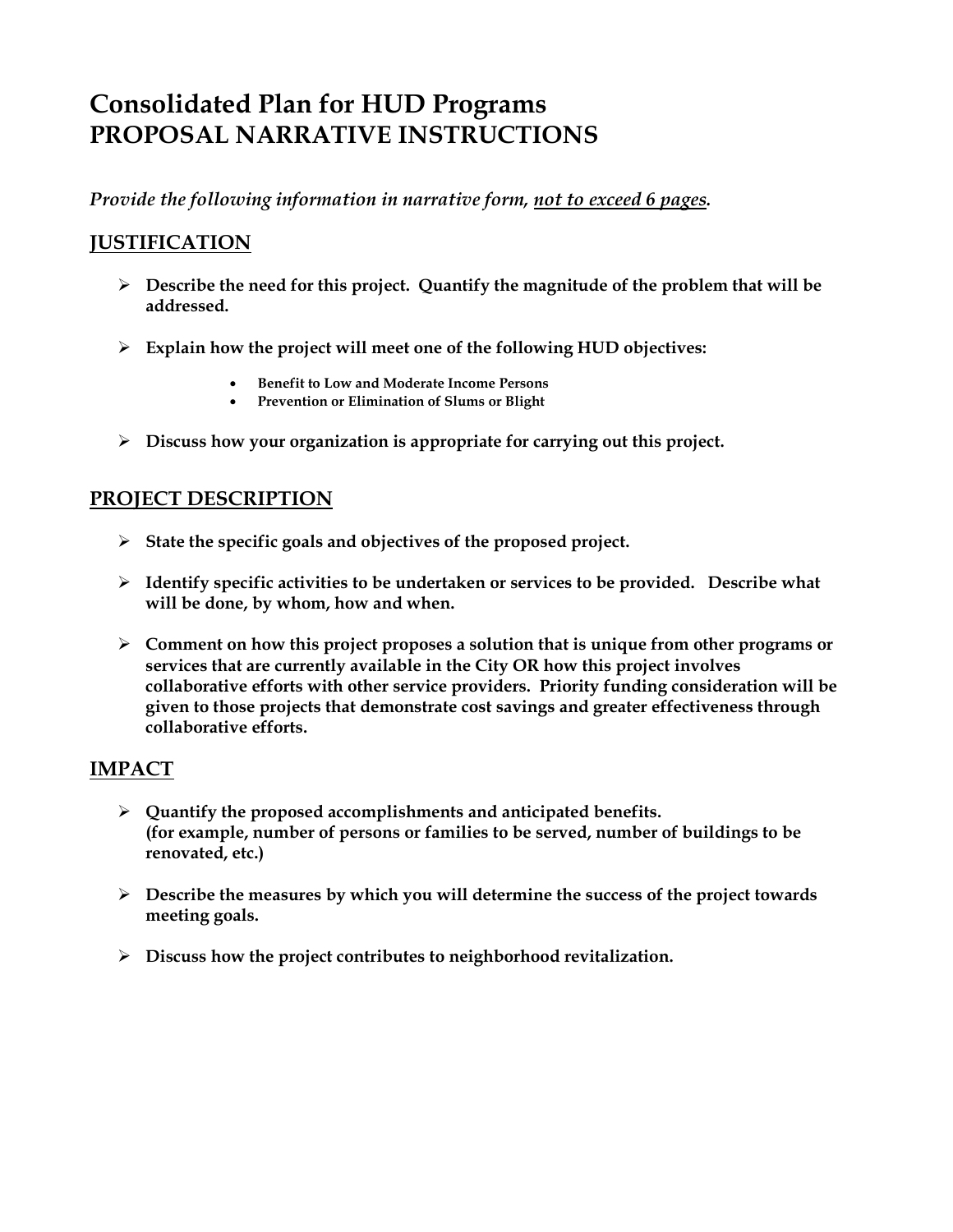# Consolidated Plan for HUD Programs
# PROPOSAL NARRATIVE INSTRUCTIONS

*Provide the following information in narrative form, not to exceed 6 pages.*

## JUSTIFICATION

- **Describe the need for this project. Quantify the magnitude of the problem that will be addressed.**
- **Explain how the project will meet one of the following HUD objectives:**
  - **Benefit to Low and Moderate Income Persons**
  - **Prevention or Elimination of Slums or Blight**
- **Discuss how your organization is appropriate for carrying out this project.**

## PROJECT DESCRIPTION

- **State the specific goals and objectives of the proposed project.**
- **Identify specific activities to be undertaken or services to be provided. Describe what will be done, by whom, how and when.**
- **Comment on how this project proposes a solution that is unique from other programs or services that are currently available in the City OR how this project involves collaborative efforts with other service providers. Priority funding consideration will be given to those projects that demonstrate cost savings and greater effectiveness through collaborative efforts.**

## IMPACT

- **Quantify the proposed accomplishments and anticipated benefits. (for example, number of persons or families to be served, number of buildings to be renovated, etc.)**
- **Describe the measures by which you will determine the success of the project towards meeting goals.**
- **Discuss how the project contributes to neighborhood revitalization.**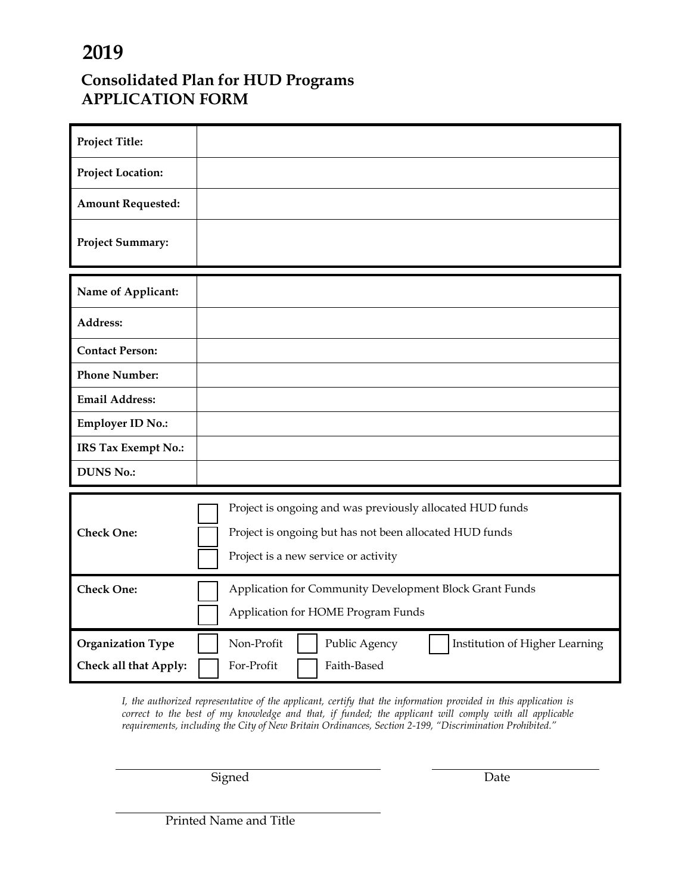# 2019

## Consolidated Plan for HUD Programs
## APPLICATION FORM

| | |
|---|---|
| **Project Title:** | |
| **Project Location:** | |
| **Amount Requested:** | |
| **Project Summary:** | |

| | |
|---|---|
| **Name of Applicant:** | |
| **Address:** | |
| **Contact Person:** | |
| **Phone Number:** | |
| **Email Address:** | |
| **Employer ID No.:** | |
| **IRS Tax Exempt No.:** | |
| **DUNS No.:** | |

| | |
|---|---|
| **Check One:** | ☐ Project is ongoing and was previously allocated HUD funds<br>☐ Project is ongoing but has not been allocated HUD funds<br>☐ Project is a new service or activity |
| **Check One:** | ☐ Application for Community Development Block Grant Funds<br>☐ Application for HOME Program Funds |
| **Organization Type Check all that Apply:** | ☐ Non-Profit ☐ Public Agency ☐ Institution of Higher Learning<br>☐ For-Profit ☐ Faith-Based |

*I, the authorized representative of the applicant, certify that the information provided in this application is correct to the best of my knowledge and that, if funded; the applicant will comply with all applicable requirements, including the City of New Britain Ordinances, Section 2-199, "Discrimination Prohibited."*

\_\_\_\_\_\_\_\_\_\_\_\_\_\_\_\_\_\_\_\_\_\_\_\_\_\_\_\_\_\_\_\_\_\_ \_\_\_\_\_\_\_\_\_\_\_\_\_\_\_\_\_\_\_\_

Signed Date

\_\_\_\_\_\_\_\_\_\_\_\_\_\_\_\_\_\_\_\_\_\_\_\_\_\_\_\_\_\_\_\_\_\_

Printed Name and Title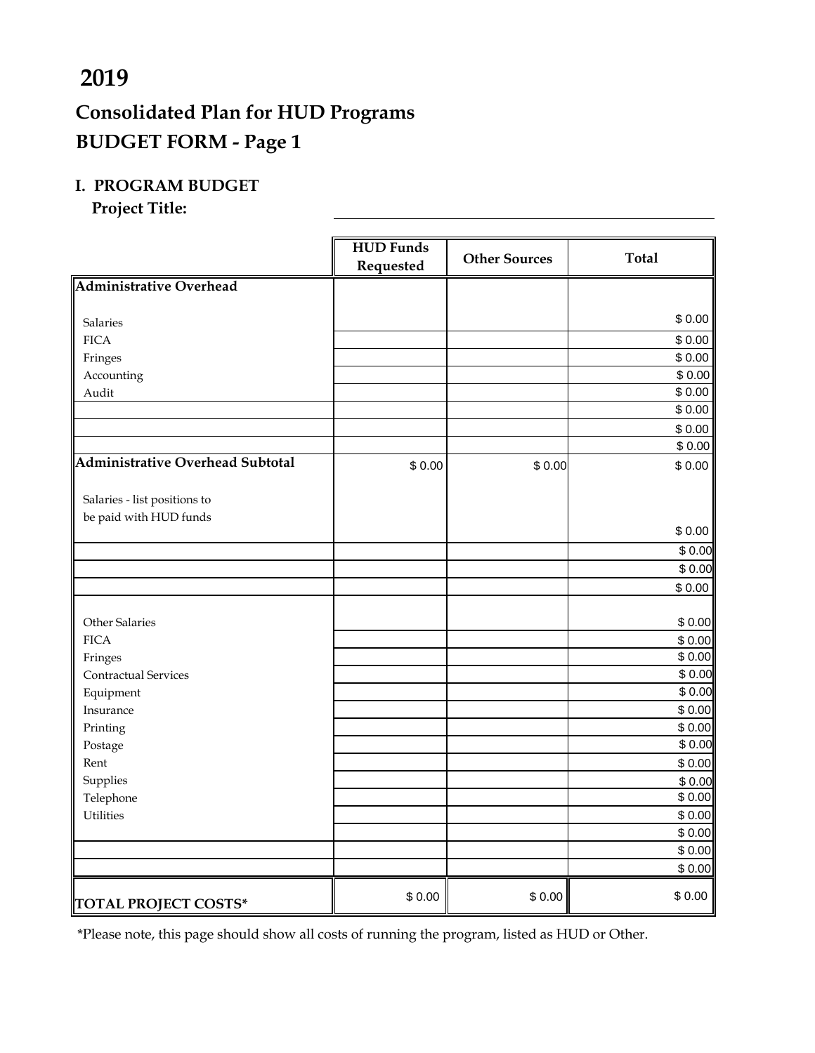# 2019

## Consolidated Plan for HUD Programs

## BUDGET FORM - Page 1

### I. PROGRAM BUDGET

**Project Title:** ______________________________

| | HUD Funds Requested | Other Sources | Total |
|---|---|---|---|
| **Administrative Overhead** | | | |
| Salaries | | | $ 0.00 |
| FICA | | | $ 0.00 |
| Fringes | | | $ 0.00 |
| Accounting | | | $ 0.00 |
| Audit | | | $ 0.00 |
| | | | $ 0.00 |
| | | | $ 0.00 |
| | | | $ 0.00 |
| **Administrative Overhead Subtotal** | $ 0.00 | $ 0.00 | $ 0.00 |
| Salaries - list positions to be paid with HUD funds | | | $ 0.00 |
| | | | $ 0.00 |
| | | | $ 0.00 |
| | | | $ 0.00 |
| Other Salaries | | | $ 0.00 |
| FICA | | | $ 0.00 |
| Fringes | | | $ 0.00 |
| Contractual Services | | | $ 0.00 |
| Equipment | | | $ 0.00 |
| Insurance | | | $ 0.00 |
| Printing | | | $ 0.00 |
| Postage | | | $ 0.00 |
| Rent | | | $ 0.00 |
| Supplies | | | $ 0.00 |
| Telephone | | | $ 0.00 |
| Utilities | | | $ 0.00 |
| | | | $ 0.00 |
| | | | $ 0.00 |
| | | | $ 0.00 |
| **TOTAL PROJECT COSTS*** | $ 0.00 | $ 0.00 | $ 0.00 |

*Please note, this page should show all costs of running the program, listed as HUD or Other.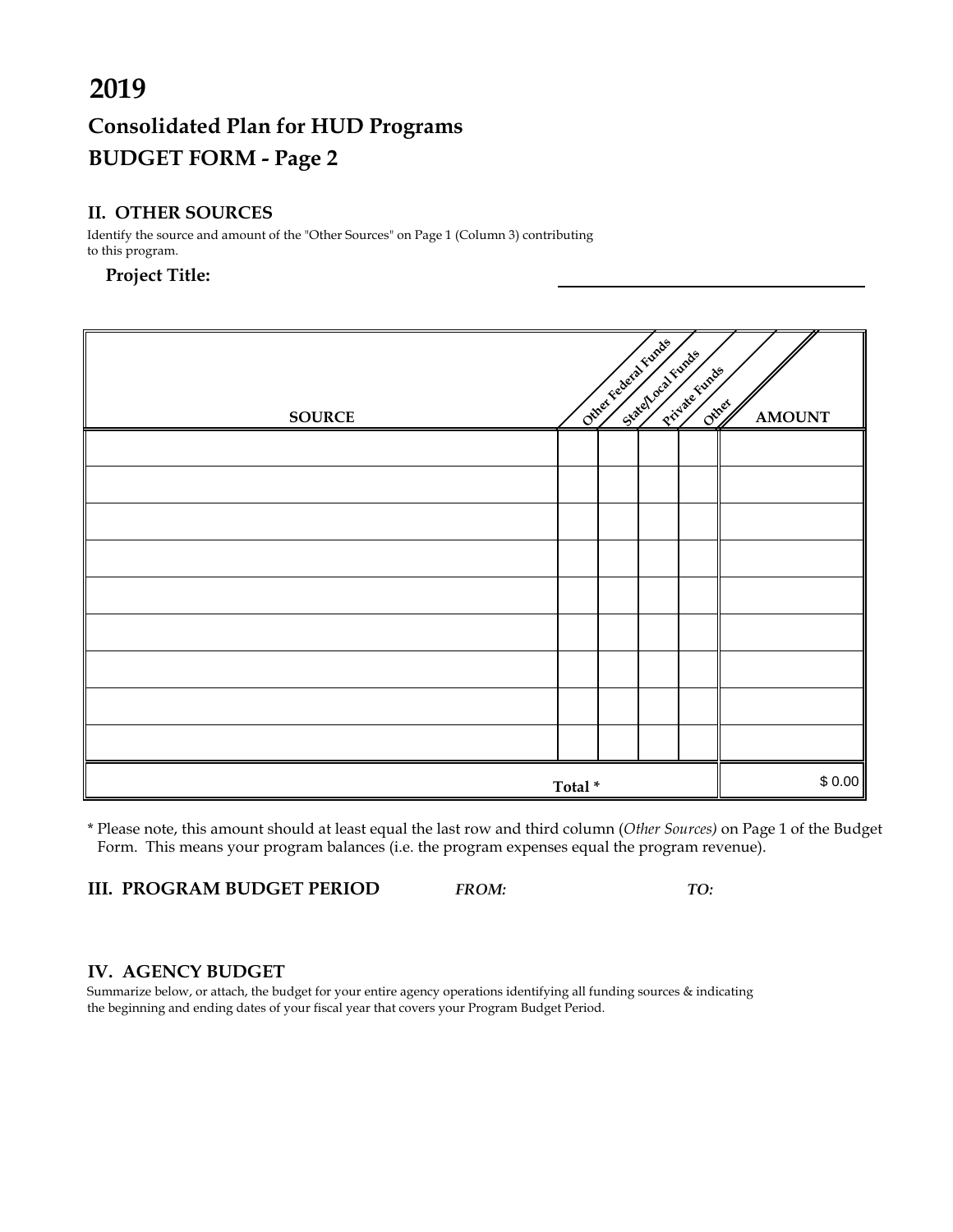# 2019

## Consolidated Plan for HUD Programs

## BUDGET FORM - Page 2

### II. OTHER SOURCES

Identify the source and amount of the "Other Sources" on Page 1 (Column 3) contributing to this program.

**Project Title:** ______________________________

| SOURCE | Other Federal Funds | State/Local Funds | Private Funds | Other | AMOUNT |
|---|---|---|---|---|---|
| | | | | | |
| | | | | | |
| | | | | | |
| | | | | | |
| | | | | | |
| | | | | | |
| | | | | | |
| | | | | | |
| | | | | | |
| **Total *** | | | | | $ 0.00 |

* Please note, this amount should at least equal the last row and third column (*Other Sources)* on Page 1 of the Budget Form. This means your program balances (i.e. the program expenses equal the program revenue).

### III. PROGRAM BUDGET PERIOD *FROM:* *TO:*

### IV. AGENCY BUDGET

Summarize below, or attach, the budget for your entire agency operations identifying all funding sources & indicating the beginning and ending dates of your fiscal year that covers your Program Budget Period.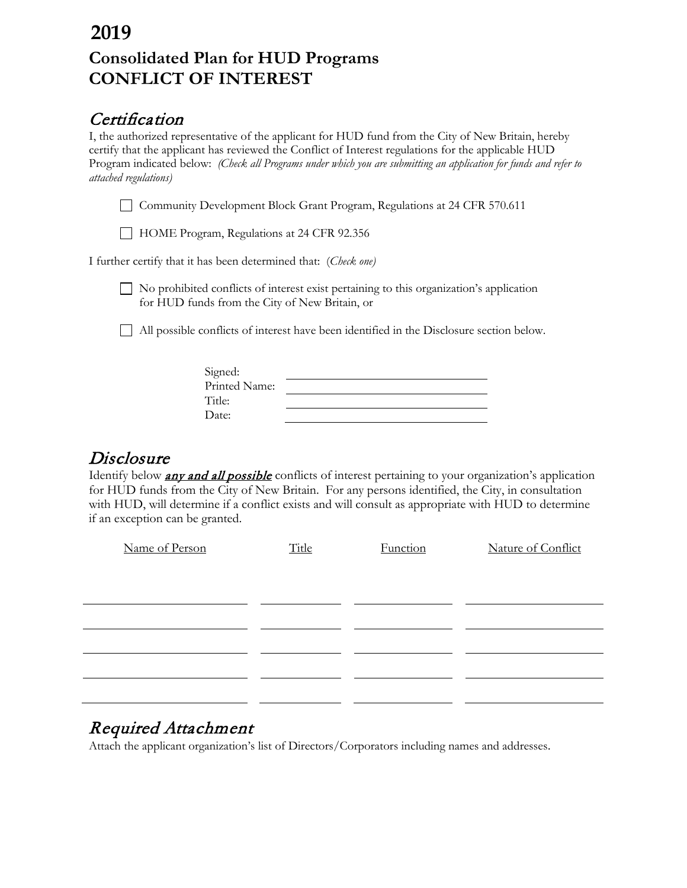# 2019

## Consolidated Plan for HUD Programs
## CONFLICT OF INTEREST

## *Certification*

I, the authorized representative of the applicant for HUD fund from the City of New Britain, hereby certify that the applicant has reviewed the Conflict of Interest regulations for the applicable HUD Program indicated below: *(Check all Programs under which you are submitting an application for funds and refer to attached regulations)*

- ☐ Community Development Block Grant Program, Regulations at 24 CFR 570.611
- ☐ HOME Program, Regulations at 24 CFR 92.356

I further certify that it has been determined that: (*Check one)*

- ☐ No prohibited conflicts of interest exist pertaining to this organization's application for HUD funds from the City of New Britain, or
- ☐ All possible conflicts of interest have been identified in the Disclosure section below.

Signed: ______________________________

Printed Name: ______________________________

Title: ______________________________

Date: ______________________________

## *Disclosure*

Identify below ***any and all possible*** conflicts of interest pertaining to your organization's application for HUD funds from the City of New Britain. For any persons identified, the City, in consultation with HUD, will determine if a conflict exists and will consult as appropriate with HUD to determine if an exception can be granted.

| Name of Person | Title | Function | Nature of Conflict |
|---|---|---|---|
| | | | |
| | | | |
| | | | |
| | | | |
| | | | |

## *Required Attachment*

Attach the applicant organization's list of Directors/Corporators including names and addresses.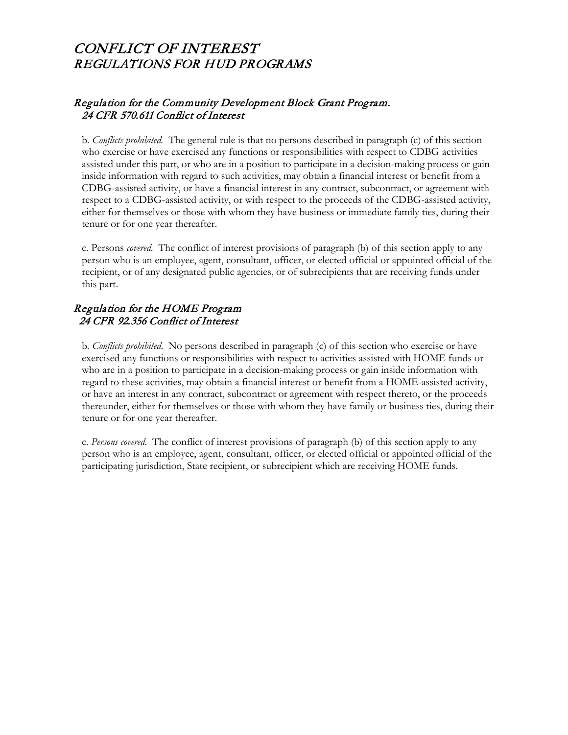# *CONFLICT OF INTEREST*
## *REGULATIONS FOR HUD PROGRAMS*

### *Regulation for the Community Development Block Grant Program.*
### *24 CFR 570.611 Conflict of Interest*

b. *Conflicts prohibited.* The general rule is that no persons described in paragraph (c) of this section who exercise or have exercised any functions or responsibilities with respect to CDBG activities assisted under this part, or who are in a position to participate in a decision-making process or gain inside information with regard to such activities, may obtain a financial interest or benefit from a CDBG-assisted activity, or have a financial interest in any contract, subcontract, or agreement with respect to a CDBG-assisted activity, or with respect to the proceeds of the CDBG-assisted activity, either for themselves or those with whom they have business or immediate family ties, during their tenure or for one year thereafter.

c. Persons *covered.* The conflict of interest provisions of paragraph (b) of this section apply to any person who is an employee, agent, consultant, officer, or elected official or appointed official of the recipient, or of any designated public agencies, or of subrecipients that are receiving funds under this part.

### *Regulation for the HOME Program*
### *24 CFR 92.356 Conflict of Interest*

b. *Conflicts prohibited.* No persons described in paragraph (c) of this section who exercise or have exercised any functions or responsibilities with respect to activities assisted with HOME funds or who are in a position to participate in a decision-making process or gain inside information with regard to these activities, may obtain a financial interest or benefit from a HOME-assisted activity, or have an interest in any contract, subcontract or agreement with respect thereto, or the proceeds thereunder, either for themselves or those with whom they have family or business ties, during their tenure or for one year thereafter.

c. *Persons covered.* The conflict of interest provisions of paragraph (b) of this section apply to any person who is an employee, agent, consultant, officer, or elected official or appointed official of the participating jurisdiction, State recipient, or subrecipient which are receiving HOME funds.